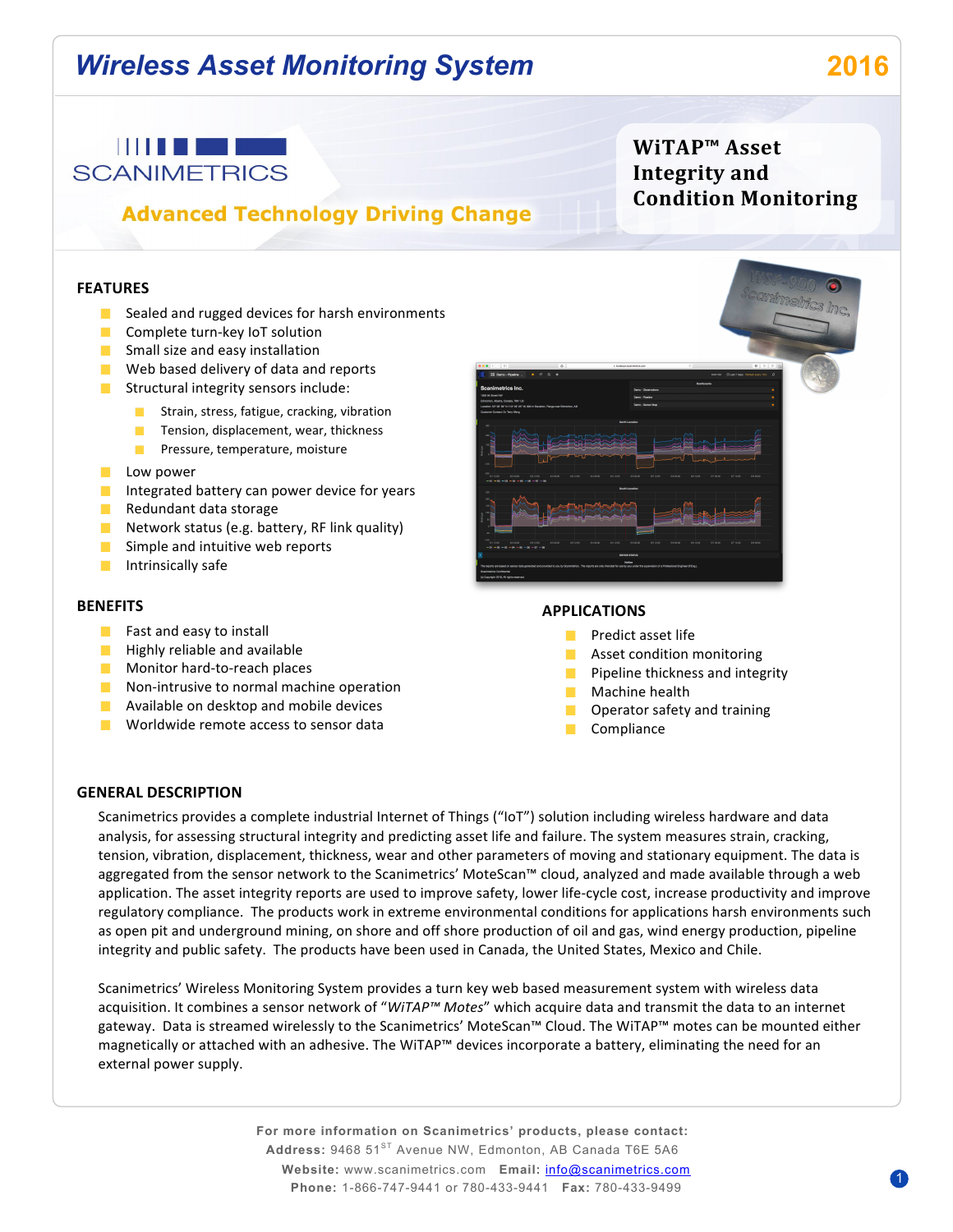# Wireless Asset Monitoring System

2016

SCANIMETRICS

Advanced Technology Driving Change

## WiTAP™ Asset Integrity and Condition Monitoring

## FEATURES

- Sealed and rugged devices for harsh environments
- Complete turn-key IoT solution
- Small size and easy installation
- Web based delivery of data and reports
- Structural integrity sensors include:
  - Strain, stress, fatigue, cracking, vibration
  - Tension, displacement, wear, thickness
  - Pressure, temperature, moisture
- Low power
- Integrated battery can power device for years
- Redundant data storage
- Network status (e.g. battery, RF link quality)
- Simple and intuitive web reports
- Intrinsically safe

## BENEFITS

- Fast and easy to install
- Highly reliable and available
- Monitor hard-to-reach places
- Non-intrusive to normal machine operation
- Available on desktop and mobile devices
- Worldwide remote access to sensor data

## APPLICATIONS

- Predict asset life
- Asset condition monitoring
- Pipeline thickness and integrity
- Machine health
- Operator safety and training
- Compliance

## GENERAL DESCRIPTION

Scanimetrics provides a complete industrial Internet of Things ("IoT") solution including wireless hardware and data analysis, for assessing structural integrity and predicting asset life and failure. The system measures strain, cracking, tension, displacement, thickness, wear and other parameters of moving and stationary equipment. The data is aggregated from the sensor network to the Scanimetrics' MoteScan™ cloud, analyzed and made available through a web application. The asset integrity reports are used to improve safety, lower life-cycle cost, increase productivity and improve regulatory compliance. The products work in extreme environmental conditions for applications harsh environments such as open pit and underground mining, on shore and off shore production of oil and gas, wind energy production, pipeline integrity and public safety. The products have been used in Canada, the United States, Mexico and Chile.

Scanimetrics' Wireless Monitoring System provides a turn key web based measurement system with wireless data acquisition. It combines a sensor network of "*WiTAP™ Motes*" which acquire data and transmit the data to an internet gateway. Data is streamed wirelessly to the Scanimetrics' MoteScan™ Cloud. The WiTAP™ motes can be mounted either magnetically or attached with an adhesive. The WiTAP™ devices incorporate a battery, eliminating the need for an external power supply.

**For more information on Scanimetrics' products, please contact:**
**Address:** 9468 51ST Avenue NW, Edmonton, AB Canada T6E 5A6
**Website:** www.scanimetrics.com **Email:** info@scanimetrics.com
**Phone:** 1-866-747-9441 or 780-433-9441 **Fax:** 780-433-9499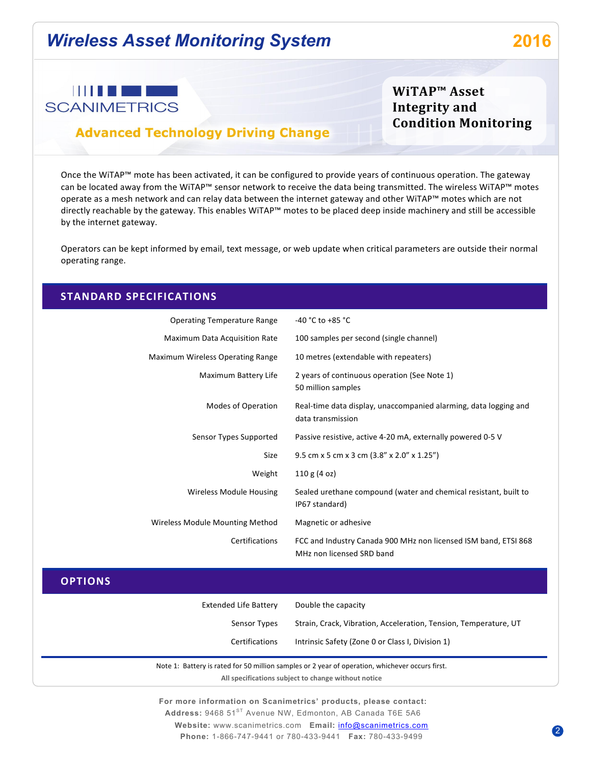# Wireless Asset Monitoring System

**2016**

SCANIMETRICS

**Advanced Technology Driving Change**

## WiTAP™ Asset Integrity and Condition Monitoring

Once the WiTAP™ mote has been activated, it can be configured to provide years of continuous operation. The gateway can be located away from the WiTAP™ sensor network to receive the data being transmitted. The wireless WiTAP™ motes operate as a mesh network and can relay data between the internet gateway and other WiTAP™ motes which are not directly reachable by the gateway. This enables WiTAP™ motes to be placed deep inside machinery and still be accessible by the internet gateway.

Operators can be kept informed by email, text message, or web update when critical parameters are outside their normal operating range.

## STANDARD SPECIFICATIONS

| | |
|---|---|
| Operating Temperature Range | -40 °C to +85 °C |
| Maximum Data Acquisition Rate | 100 samples per second (single channel) |
| Maximum Wireless Operating Range | 10 metres (extendable with repeaters) |
| Maximum Battery Life | 2 years of continuous operation (See Note 1)<br>50 million samples |
| Modes of Operation | Real-time data display, unaccompanied alarming, data logging and data transmission |
| Sensor Types Supported | Passive resistive, active 4-20 mA, externally powered 0-5 V |
| Size | 9.5 cm x 5 cm x 3 cm (3.8" x 2.0" x 1.25") |
| Weight | 110 g (4 oz) |
| Wireless Module Housing | Sealed urethane compound (water and chemical resistant, built to IP67 standard) |
| Wireless Module Mounting Method | Magnetic or adhesive |
| Certifications | FCC and Industry Canada 900 MHz non licensed ISM band, ETSI 868 MHz non licensed SRD band |

## OPTIONS

| | |
|---|---|
| Extended Life Battery | Double the capacity |
| Sensor Types | Strain, Crack, Vibration, Acceleration, Tension, Temperature, UT |
| Certifications | Intrinsic Safety (Zone 0 or Class I, Division 1) |

Note 1: Battery is rated for 50 million samples or 2 year of operation, whichever occurs first.

**All specifications subject to change without notice**

**For more information on Scanimetrics' products, please contact:**
**Address:** 9468 51[ST] Avenue NW, Edmonton, AB Canada T6E 5A6
**Website:** www.scanimetrics.com **Email:** info@scanimetrics.com
**Phone:** 1-866-747-9441 or 780-433-9441 **Fax:** 780-433-9499